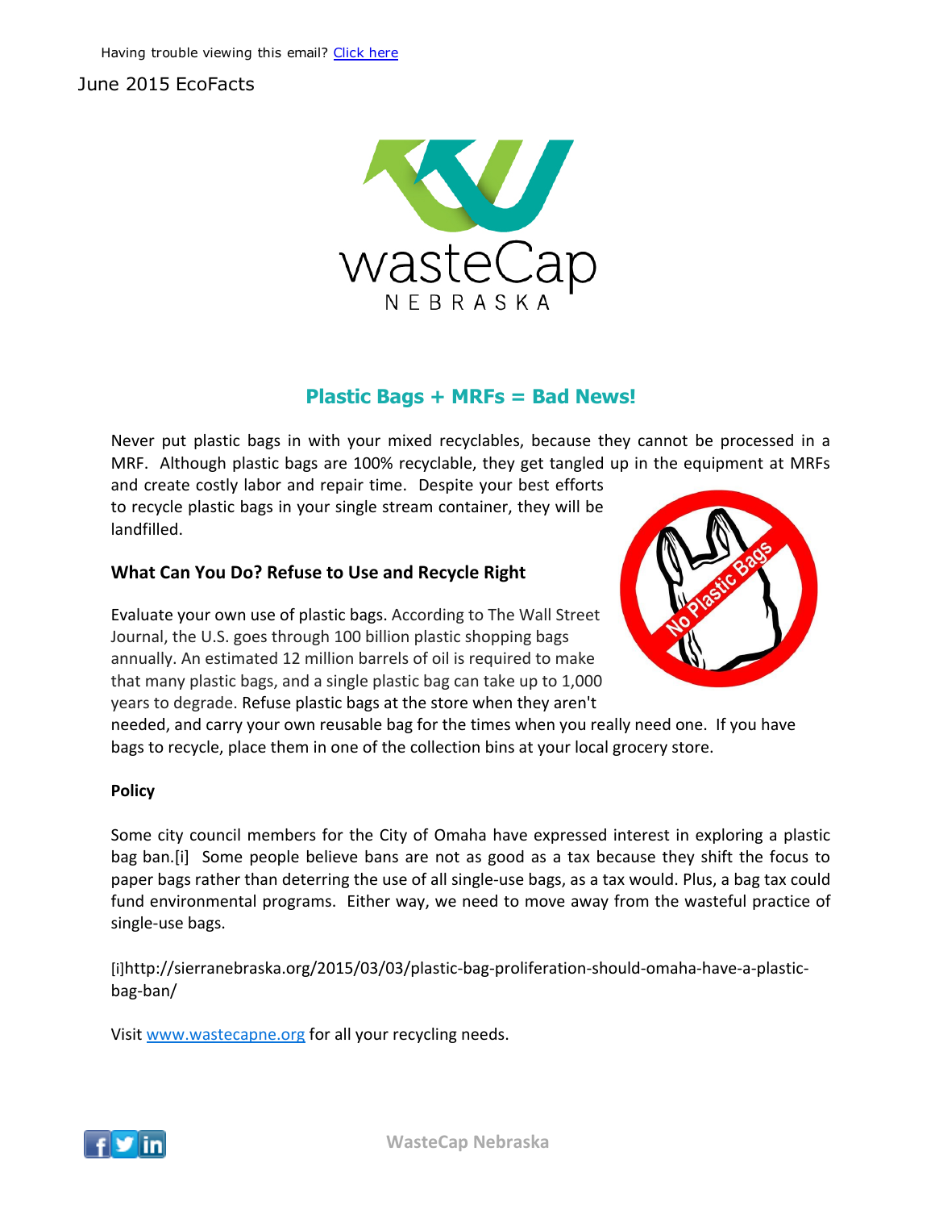Having trouble viewing this email? [Click here]

June 2015 EcoFacts

wasteCap NEBRASKA

## Plastic Bags + MRFs = Bad News!

Never put plastic bags in with your mixed recyclables, because they cannot be processed in a MRF. Although plastic bags are 100% recyclable, they get tangled up in the equipment at MRFs and create costly labor and repair time. Despite your best efforts to recycle plastic bags in your single stream container, they will be landfilled.

### What Can You Do? Refuse to Use and Recycle Right

Evaluate your own use of plastic bags. According to The Wall Street Journal, the U.S. goes through 100 billion plastic shopping bags annually. An estimated 12 million barrels of oil is required to make that many plastic bags, and a single plastic bag can take up to 1,000 years to degrade. Refuse plastic bags at the store when they aren't needed, and carry your own reusable bag for the times when you really need one. If you have bags to recycle, place them in one of the collection bins at your local grocery store.

**Policy**

Some city council members for the City of Omaha have expressed interest in exploring a plastic bag ban.[i] Some people believe bans are not as good as a tax because they shift the focus to paper bags rather than deterring the use of all single-use bags, as a tax would. Plus, a bag tax could fund environmental programs. Either way, we need to move away from the wasteful practice of single-use bags.

[i]http://sierranebraska.org/2015/03/03/plastic-bag-proliferation-should-omaha-have-a-plastic-bag-ban/

Visit [www.wastecapne.org](www.wastecapne.org) for all your recycling needs.

WasteCap Nebraska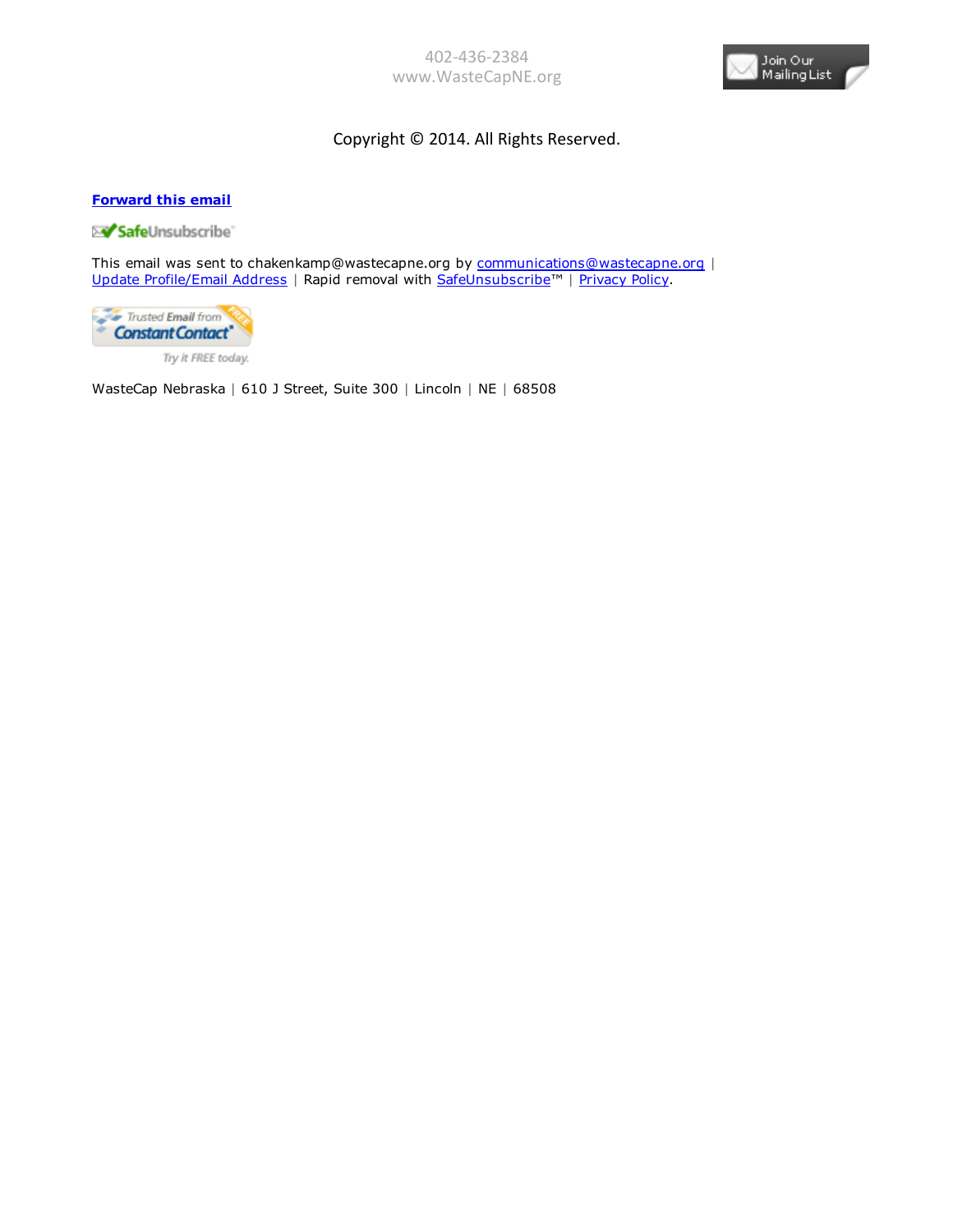402-436-2384
www.WasteCapNE.org

Join Our Mailing List

Copyright © 2014. All Rights Reserved.

**Forward this email**

SafeUnsubscribe

This email was sent to chakenkamp@wastecapne.org by communications@wastecapne.org | Update Profile/Email Address | Rapid removal with SafeUnsubscribe™ | Privacy Policy.

Trusted Email from Constant Contact
Try it FREE today.

WasteCap Nebraska | 610 J Street, Suite 300 | Lincoln | NE | 68508